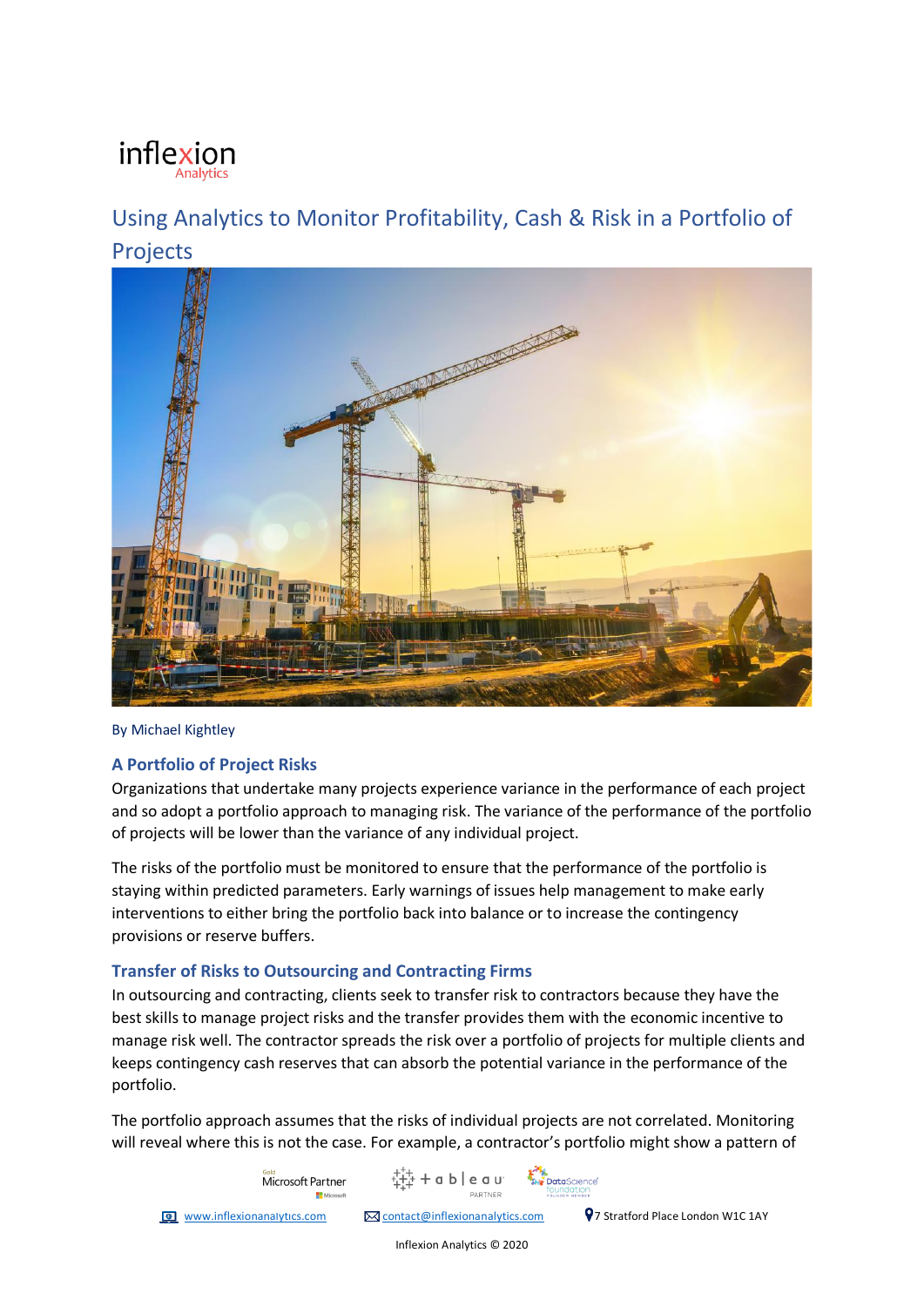inflexion
Analytics

# Using Analytics to Monitor Profitability, Cash & Risk in a Portfolio of Projects

By Michael Kightley

## A Portfolio of Project Risks

Organizations that undertake many projects experience variance in the performance of each project and so adopt a portfolio approach to managing risk. The variance of the performance of the portfolio of projects will be lower than the variance of any individual project.

The risks of the portfolio must be monitored to ensure that the performance of the portfolio is staying within predicted parameters. Early warnings of issues help management to make early interventions to either bring the portfolio back into balance or to increase the contingency provisions or reserve buffers.

## Transfer of Risks to Outsourcing and Contracting Firms

In outsourcing and contracting, clients seek to transfer risk to contractors because they have the best skills to manage project risks and the transfer provides them with the economic incentive to manage risk well. The contractor spreads the risk over a portfolio of projects for multiple clients and keeps contingency cash reserves that can absorb the potential variance in the performance of the portfolio.

The portfolio approach assumes that the risks of individual projects are not correlated. Monitoring will reveal where this is not the case. For example, a contractor's portfolio might show a pattern of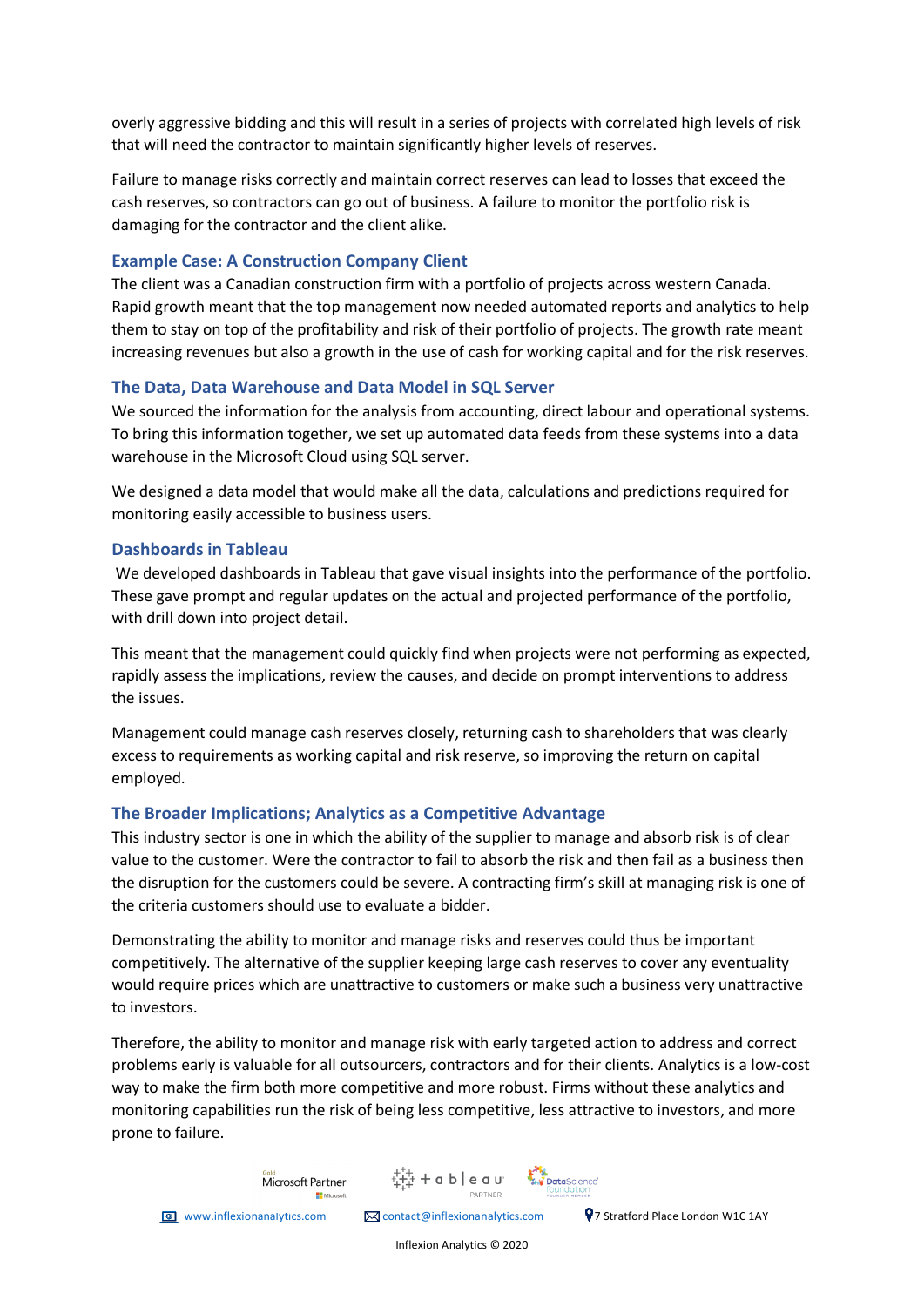overly aggressive bidding and this will result in a series of projects with correlated high levels of risk that will need the contractor to maintain significantly higher levels of reserves.

Failure to manage risks correctly and maintain correct reserves can lead to losses that exceed the cash reserves, so contractors can go out of business. A failure to monitor the portfolio risk is damaging for the contractor and the client alike.

### Example Case: A Construction Company Client

The client was a Canadian construction firm with a portfolio of projects across western Canada. Rapid growth meant that the top management now needed automated reports and analytics to help them to stay on top of the profitability and risk of their portfolio of projects. The growth rate meant increasing revenues but also a growth in the use of cash for working capital and for the risk reserves.

### The Data, Data Warehouse and Data Model in SQL Server

We sourced the information for the analysis from accounting, direct labour and operational systems. To bring this information together, we set up automated data feeds from these systems into a data warehouse in the Microsoft Cloud using SQL server.

We designed a data model that would make all the data, calculations and predictions required for monitoring easily accessible to business users.

### Dashboards in Tableau

We developed dashboards in Tableau that gave visual insights into the performance of the portfolio. These gave prompt and regular updates on the actual and projected performance of the portfolio, with drill down into project detail.

This meant that the management could quickly find when projects were not performing as expected, rapidly assess the implications, review the causes, and decide on prompt interventions to address the issues.

Management could manage cash reserves closely, returning cash to shareholders that was clearly excess to requirements as working capital and risk reserve, so improving the return on capital employed.

### The Broader Implications; Analytics as a Competitive Advantage

This industry sector is one in which the ability of the supplier to manage and absorb risk is of clear value to the customer. Were the contractor to fail to absorb the risk and then fail as a business then the disruption for the customers could be severe. A contracting firm's skill at managing risk is one of the criteria customers should use to evaluate a bidder.

Demonstrating the ability to monitor and manage risks and reserves could thus be important competitively. The alternative of the supplier keeping large cash reserves to cover any eventuality would require prices which are unattractive to customers or make such a business very unattractive to investors.

Therefore, the ability to monitor and manage risk with early targeted action to address and correct problems early is valuable for all outsourcers, contractors and for their clients. Analytics is a low-cost way to make the firm both more competitive and more robust. Firms without these analytics and monitoring capabilities run the risk of being less competitive, less attractive to investors, and more prone to failure.

Gold Microsoft Partner | tableau PARTNER | DataScience foundation FOUNDER MEMBER

www.inflexionanalytics.com | contact@inflexionanalytics.com | 7 Stratford Place London W1C 1AY

Inflexion Analytics © 2020